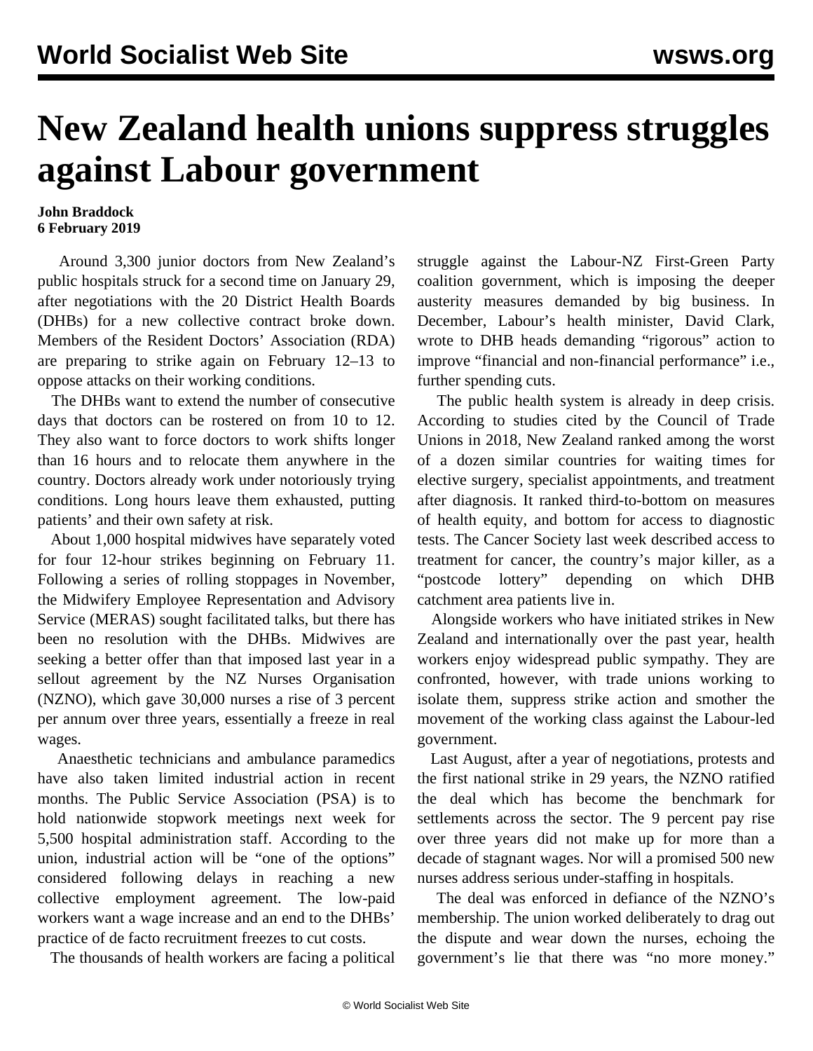# New Zealand health unions suppress struggles against Labour government

**John Braddock**
**6 February 2019**

Around 3,300 junior doctors from New Zealand's public hospitals struck for a second time on January 29, after negotiations with the 20 District Health Boards (DHBs) for a new collective contract broke down. Members of the Resident Doctors' Association (RDA) are preparing to strike again on February 12–13 to oppose attacks on their working conditions.

The DHBs want to extend the number of consecutive days that doctors can be rostered on from 10 to 12. They also want to force doctors to work shifts longer than 16 hours and to relocate them anywhere in the country. Doctors already work under notoriously trying conditions. Long hours leave them exhausted, putting patients' and their own safety at risk.

About 1,000 hospital midwives have separately voted for four 12-hour strikes beginning on February 11. Following a series of rolling stoppages in November, the Midwifery Employee Representation and Advisory Service (MERAS) sought facilitated talks, but there has been no resolution with the DHBs. Midwives are seeking a better offer than that imposed last year in a sellout agreement by the NZ Nurses Organisation (NZNO), which gave 30,000 nurses a rise of 3 percent per annum over three years, essentially a freeze in real wages.

Anaesthetic technicians and ambulance paramedics have also taken limited industrial action in recent months. The Public Service Association (PSA) is to hold nationwide stopwork meetings next week for 5,500 hospital administration staff. According to the union, industrial action will be "one of the options" considered following delays in reaching a new collective employment agreement. The low-paid workers want a wage increase and an end to the DHBs' practice of de facto recruitment freezes to cut costs.

The thousands of health workers are facing a political struggle against the Labour-NZ First-Green Party coalition government, which is imposing the deeper austerity measures demanded by big business. In December, Labour's health minister, David Clark, wrote to DHB heads demanding "rigorous" action to improve "financial and non-financial performance" i.e., further spending cuts.

The public health system is already in deep crisis. According to studies cited by the Council of Trade Unions in 2018, New Zealand ranked among the worst of a dozen similar countries for waiting times for elective surgery, specialist appointments, and treatment after diagnosis. It ranked third-to-bottom on measures of health equity, and bottom for access to diagnostic tests. The Cancer Society last week described access to treatment for cancer, the country's major killer, as a "postcode lottery" depending on which DHB catchment area patients live in.

Alongside workers who have initiated strikes in New Zealand and internationally over the past year, health workers enjoy widespread public sympathy. They are confronted, however, with trade unions working to isolate them, suppress strike action and smother the movement of the working class against the Labour-led government.

Last August, after a year of negotiations, protests and the first national strike in 29 years, the NZNO ratified the deal which has become the benchmark for settlements across the sector. The 9 percent pay rise over three years did not make up for more than a decade of stagnant wages. Nor will a promised 500 new nurses address serious under-staffing in hospitals.

The deal was enforced in defiance of the NZNO's membership. The union worked deliberately to drag out the dispute and wear down the nurses, echoing the government's lie that there was "no more money."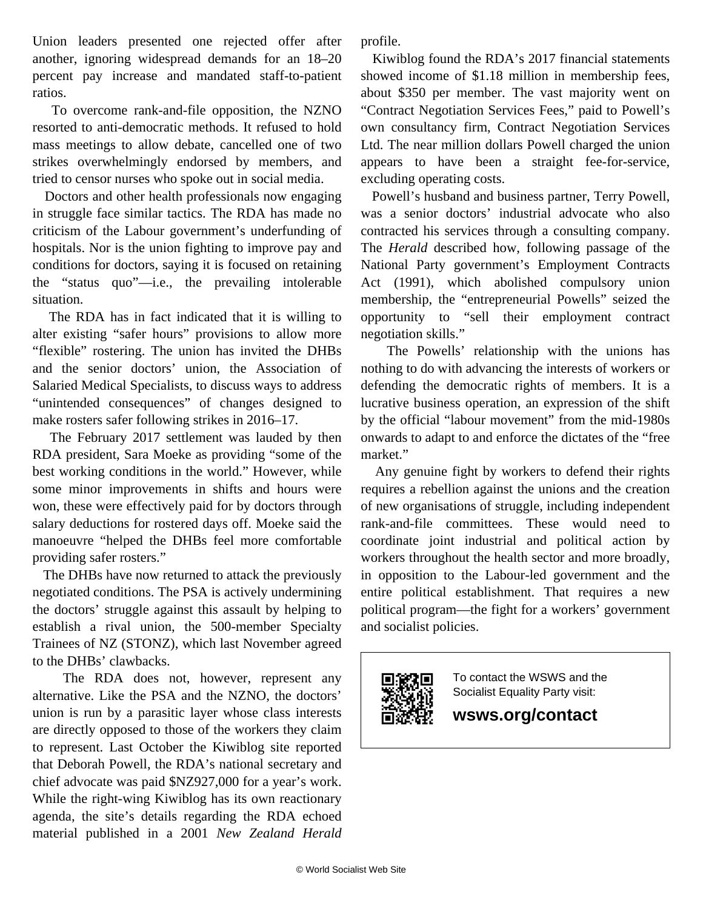Union leaders presented one rejected offer after another, ignoring widespread demands for an 18–20 percent pay increase and mandated staff-to-patient ratios.

To overcome rank-and-file opposition, the NZNO resorted to anti-democratic methods. It refused to hold mass meetings to allow debate, cancelled one of two strikes overwhelmingly endorsed by members, and tried to censor nurses who spoke out in social media.

Doctors and other health professionals now engaging in struggle face similar tactics. The RDA has made no criticism of the Labour government's underfunding of hospitals. Nor is the union fighting to improve pay and conditions for doctors, saying it is focused on retaining the "status quo"—i.e., the prevailing intolerable situation.

The RDA has in fact indicated that it is willing to alter existing "safer hours" provisions to allow more "flexible" rostering. The union has invited the DHBs and the senior doctors' union, the Association of Salaried Medical Specialists, to discuss ways to address "unintended consequences" of changes designed to make rosters safer following strikes in 2016–17.

The February 2017 settlement was lauded by then RDA president, Sara Moeke as providing "some of the best working conditions in the world." However, while some minor improvements in shifts and hours were won, these were effectively paid for by doctors through salary deductions for rostered days off. Moeke said the manoeuvre "helped the DHBs feel more comfortable providing safer rosters."

The DHBs have now returned to attack the previously negotiated conditions. The PSA is actively undermining the doctors' struggle against this assault by helping to establish a rival union, the 500-member Specialty Trainees of NZ (STONZ), which last November agreed to the DHBs' clawbacks.

The RDA does not, however, represent any alternative. Like the PSA and the NZNO, the doctors' union is run by a parasitic layer whose class interests are directly opposed to those of the workers they claim to represent. Last October the Kiwiblog site reported that Deborah Powell, the RDA's national secretary and chief advocate was paid $NZ927,000 for a year's work. While the right-wing Kiwiblog has its own reactionary agenda, the site's details regarding the RDA echoed material published in a 2001 *New Zealand Herald* profile.

Kiwiblog found the RDA's 2017 financial statements showed income of $1.18 million in membership fees, about $350 per member. The vast majority went on "Contract Negotiation Services Fees," paid to Powell's own consultancy firm, Contract Negotiation Services Ltd. The near million dollars Powell charged the union appears to have been a straight fee-for-service, excluding operating costs.

Powell's husband and business partner, Terry Powell, was a senior doctors' industrial advocate who also contracted his services through a consulting company. The *Herald* described how, following passage of the National Party government's Employment Contracts Act (1991), which abolished compulsory union membership, the "entrepreneurial Powells" seized the opportunity to "sell their employment contract negotiation skills."

The Powells' relationship with the unions has nothing to do with advancing the interests of workers or defending the democratic rights of members. It is a lucrative business operation, an expression of the shift by the official "labour movement" from the mid-1980s onwards to adapt to and enforce the dictates of the "free market."

Any genuine fight by workers to defend their rights requires a rebellion against the unions and the creation of new organisations of struggle, including independent rank-and-file committees. These would need to coordinate joint industrial and political action by workers throughout the health sector and more broadly, in opposition to the Labour-led government and the entire political establishment. That requires a new political program—the fight for a workers' government and socialist policies.

To contact the WSWS and the Socialist Equality Party visit:

**wsws.org/contact**